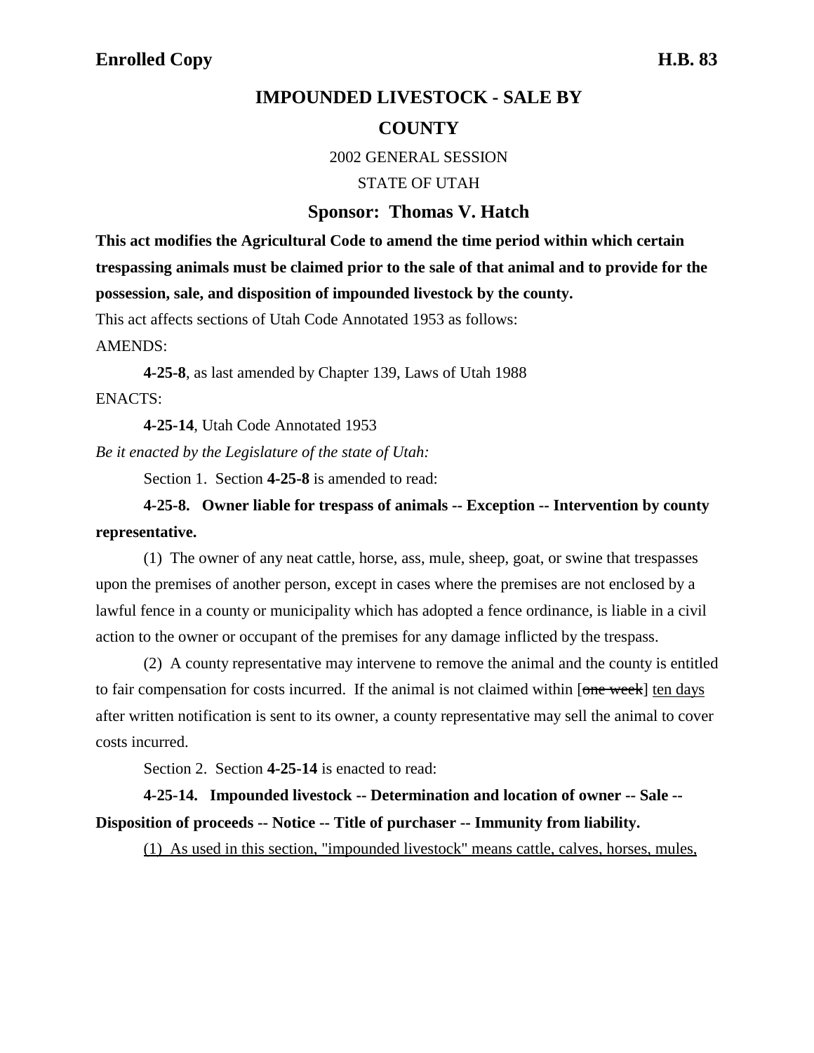**Enrolled Copy** **H.B. 83**

# IMPOUNDED LIVESTOCK - SALE BY COUNTY

2002 GENERAL SESSION

STATE OF UTAH

## Sponsor: Thomas V. Hatch

**This act modifies the Agricultural Code to amend the time period within which certain trespassing animals must be claimed prior to the sale of that animal and to provide for the possession, sale, and disposition of impounded livestock by the county.**

This act affects sections of Utah Code Annotated 1953 as follows:

AMENDS:

**4-25-8**, as last amended by Chapter 139, Laws of Utah 1988

ENACTS:

**4-25-14**, Utah Code Annotated 1953

*Be it enacted by the Legislature of the state of Utah:*

Section 1. Section **4-25-8** is amended to read:

**4-25-8. Owner liable for trespass of animals -- Exception -- Intervention by county representative.**

(1) The owner of any neat cattle, horse, ass, mule, sheep, goat, or swine that trespasses upon the premises of another person, except in cases where the premises are not enclosed by a lawful fence in a county or municipality which has adopted a fence ordinance, is liable in a civil action to the owner or occupant of the premises for any damage inflicted by the trespass.

(2) A county representative may intervene to remove the animal and the county is entitled to fair compensation for costs incurred. If the animal is not claimed within [~~one week~~] <u>ten days</u> after written notification is sent to its owner, a county representative may sell the animal to cover costs incurred.

Section 2. Section **4-25-14** is enacted to read:

**4-25-14. Impounded livestock -- Determination and location of owner -- Sale -- Disposition of proceeds -- Notice -- Title of purchaser -- Immunity from liability.**

<u>(1) As used in this section, "impounded livestock" means cattle, calves, horses, mules,</u>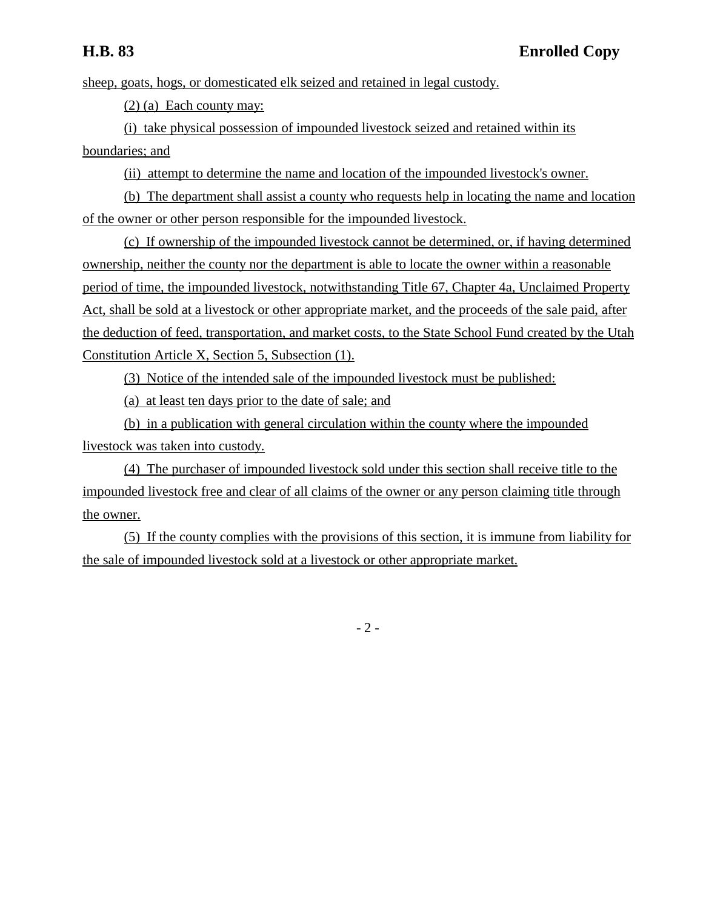sheep, goats, hogs, or domesticated elk seized and retained in legal custody.

(2) (a) Each county may:

(i) take physical possession of impounded livestock seized and retained within its boundaries; and

(ii) attempt to determine the name and location of the impounded livestock's owner.

(b) The department shall assist a county who requests help in locating the name and location of the owner or other person responsible for the impounded livestock.

(c) If ownership of the impounded livestock cannot be determined, or, if having determined ownership, neither the county nor the department is able to locate the owner within a reasonable period of time, the impounded livestock, notwithstanding Title 67, Chapter 4a, Unclaimed Property Act, shall be sold at a livestock or other appropriate market, and the proceeds of the sale paid, after the deduction of feed, transportation, and market costs, to the State School Fund created by the Utah Constitution Article X, Section 5, Subsection (1).

(3) Notice of the intended sale of the impounded livestock must be published:

(a) at least ten days prior to the date of sale; and

(b) in a publication with general circulation within the county where the impounded livestock was taken into custody.

(4) The purchaser of impounded livestock sold under this section shall receive title to the impounded livestock free and clear of all claims of the owner or any person claiming title through the owner.

(5) If the county complies with the provisions of this section, it is immune from liability for the sale of impounded livestock sold at a livestock or other appropriate market.